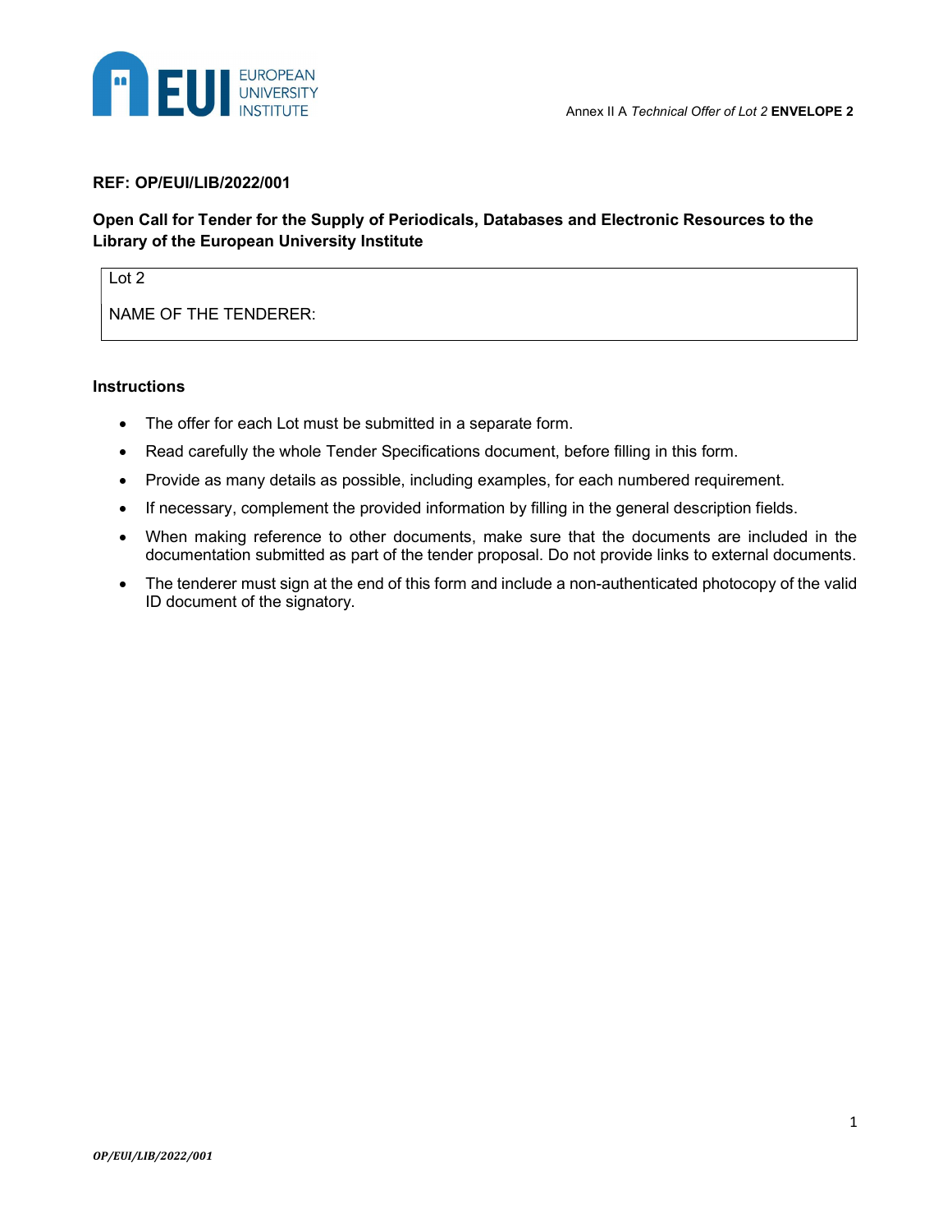Annex II A *Technical Offer of Lot 2* **ENVELOPE 2**

**REF: OP/EUI/LIB/2022/001**

**Open Call for Tender for the Supply of Periodicals, Databases and Electronic Resources to the Library of the European University Institute**

| Lot 2<br><br>NAME OF THE TENDERER: |
|---|

### Instructions

- The offer for each Lot must be submitted in a separate form.
- Read carefully the whole Tender Specifications document, before filling in this form.
- Provide as many details as possible, including examples, for each numbered requirement.
- If necessary, complement the provided information by filling in the general description fields.
- When making reference to other documents, make sure that the documents are included in the documentation submitted as part of the tender proposal. Do not provide links to external documents.
- The tenderer must sign at the end of this form and include a non-authenticated photocopy of the valid ID document of the signatory.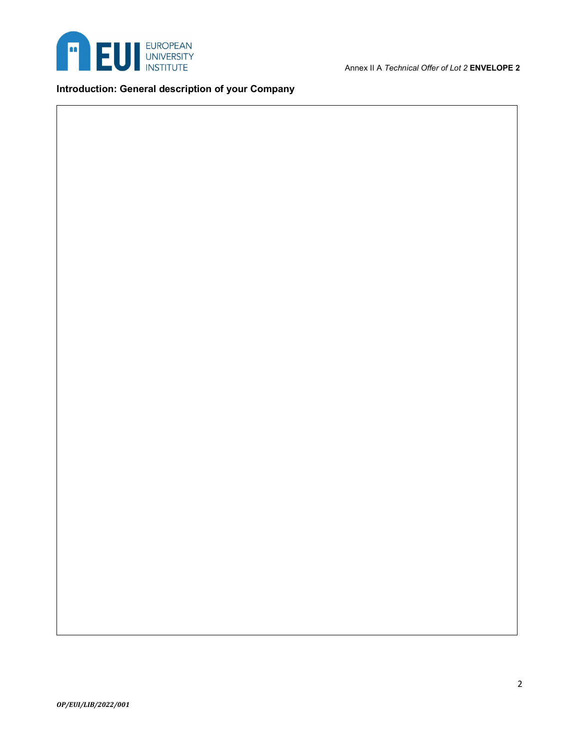## Introduction: General description of your Company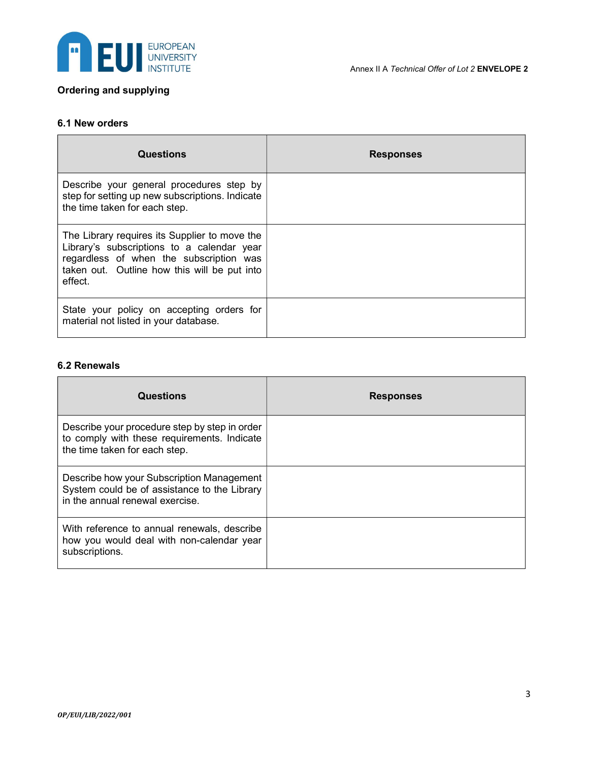## Ordering and supplying

### 6.1 New orders

| Questions | Responses |
| --- | --- |
| Describe your general procedures step by step for setting up new subscriptions. Indicate the time taken for each step. | |
| The Library requires its Supplier to move the Library's subscriptions to a calendar year regardless of when the subscription was taken out. Outline how this will be put into effect. | |
| State your policy on accepting orders for material not listed in your database. | |

### 6.2 Renewals

| Questions | Responses |
| --- | --- |
| Describe your procedure step by step in order to comply with these requirements. Indicate the time taken for each step. | |
| Describe how your Subscription Management System could be of assistance to the Library in the annual renewal exercise. | |
| With reference to annual renewals, describe how you would deal with non-calendar year subscriptions. | |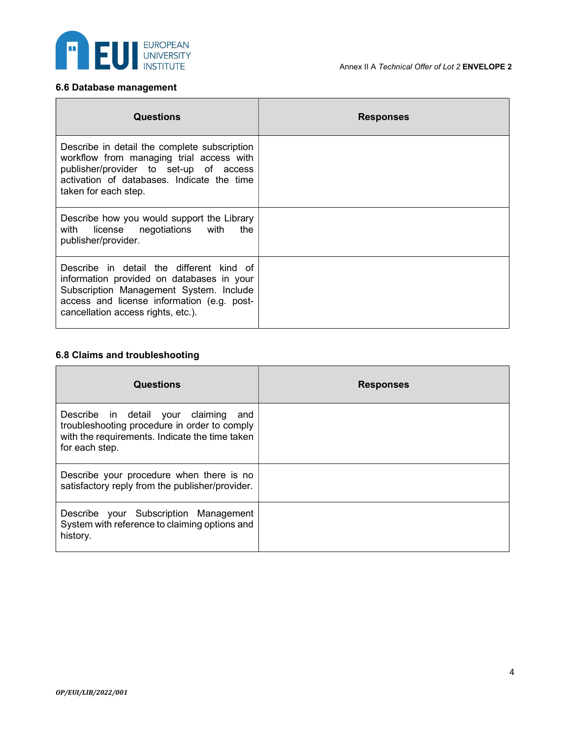### 6.6 Database management

| Questions | Responses |
|---|---|
| Describe in detail the complete subscription workflow from managing trial access with publisher/provider to set-up of access activation of databases. Indicate the time taken for each step. | |
| Describe how you would support the Library with license negotiations with the publisher/provider. | |
| Describe in detail the different kind of information provided on databases in your Subscription Management System. Include access and license information (e.g. post-cancellation access rights, etc.). | |

### 6.8 Claims and troubleshooting

| Questions | Responses |
|---|---|
| Describe in detail your claiming and troubleshooting procedure in order to comply with the requirements. Indicate the time taken for each step. | |
| Describe your procedure when there is no satisfactory reply from the publisher/provider. | |
| Describe your Subscription Management System with reference to claiming options and history. | |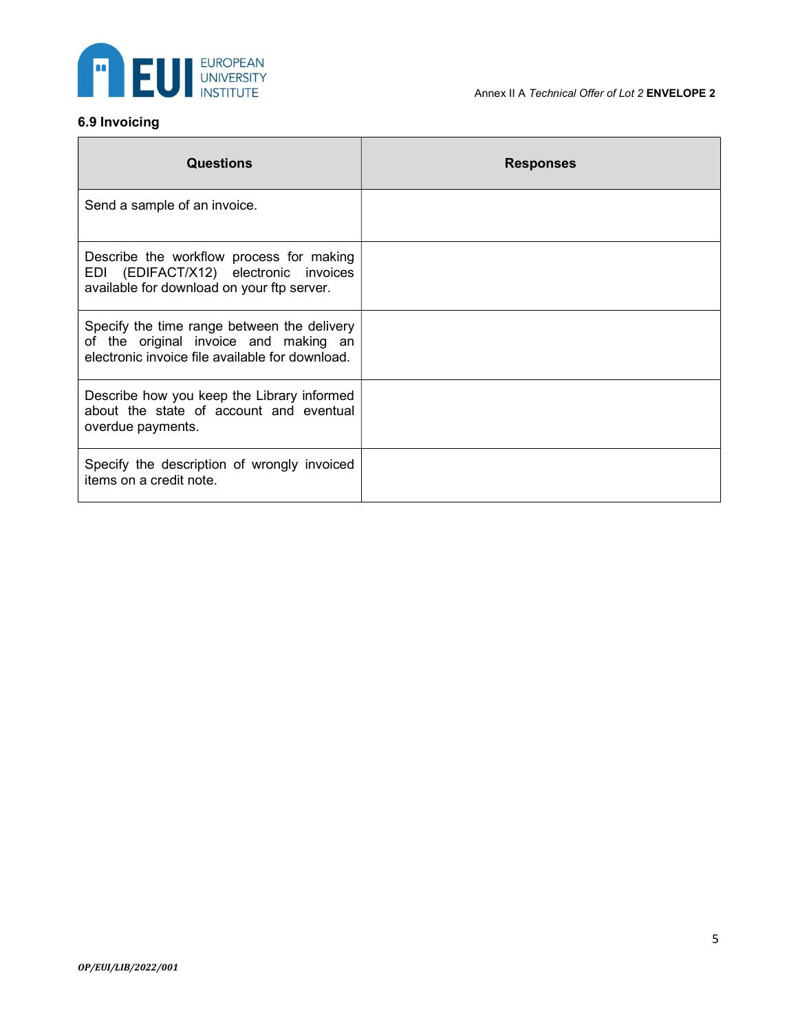### 6.9 Invoicing

| Questions | Responses |
|---|---|
| Send a sample of an invoice. | |
| Describe the workflow process for making EDI (EDIFACT/X12) electronic invoices available for download on your ftp server. | |
| Specify the time range between the delivery of the original invoice and making an electronic invoice file available for download. | |
| Describe how you keep the Library informed about the state of account and eventual overdue payments. | |
| Specify the description of wrongly invoiced items on a credit note. | |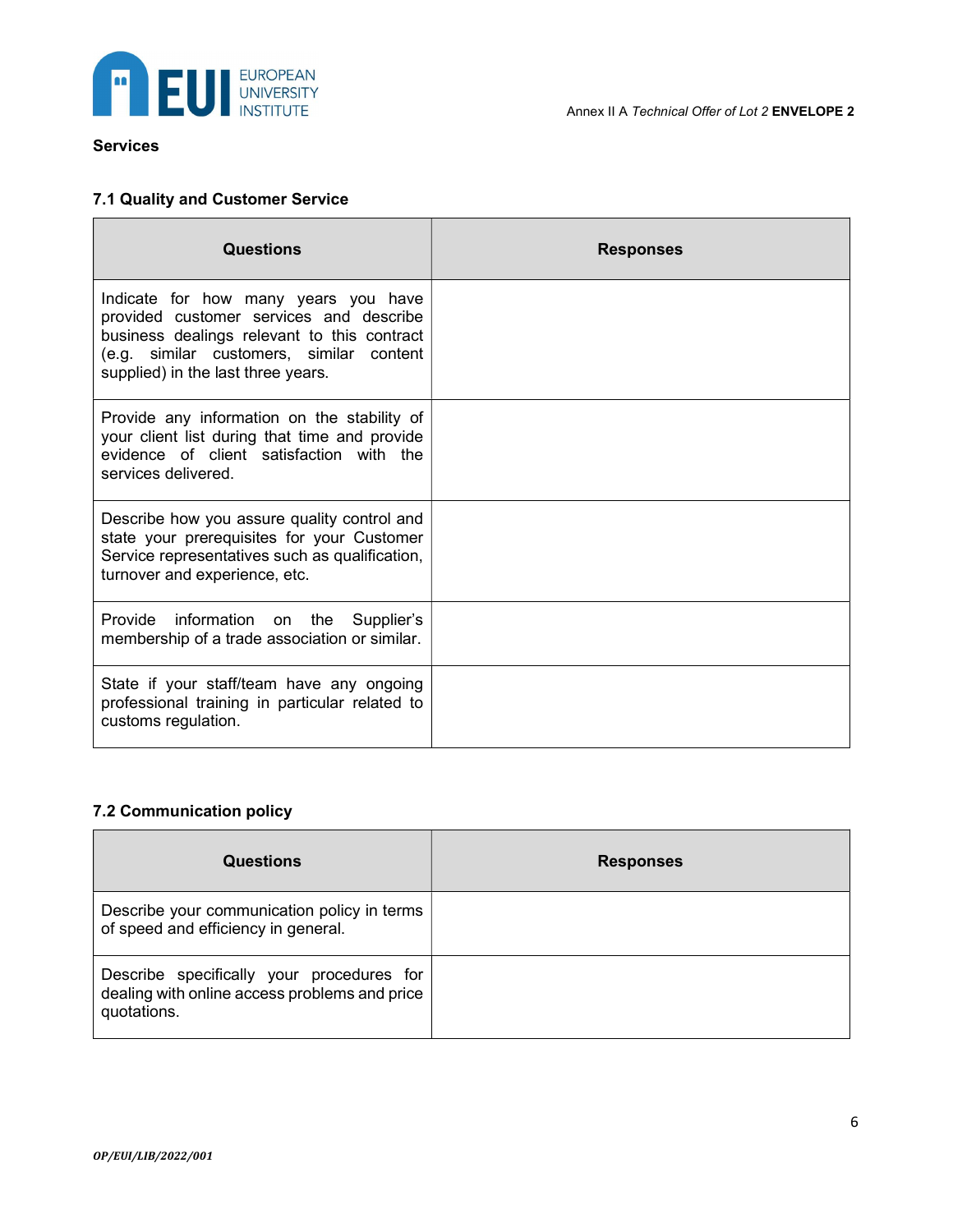**Services**

### 7.1 Quality and Customer Service

| Questions | Responses |
|---|---|
| Indicate for how many years you have provided customer services and describe business dealings relevant to this contract (e.g. similar customers, similar content supplied) in the last three years. | |
| Provide any information on the stability of your client list during that time and provide evidence of client satisfaction with the services delivered. | |
| Describe how you assure quality control and state your prerequisites for your Customer Service representatives such as qualification, turnover and experience, etc. | |
| Provide information on the Supplier's membership of a trade association or similar. | |
| State if your staff/team have any ongoing professional training in particular related to customs regulation. | |

### 7.2 Communication policy

| Questions | Responses |
|---|---|
| Describe your communication policy in terms of speed and efficiency in general. | |
| Describe specifically your procedures for dealing with online access problems and price quotations. | |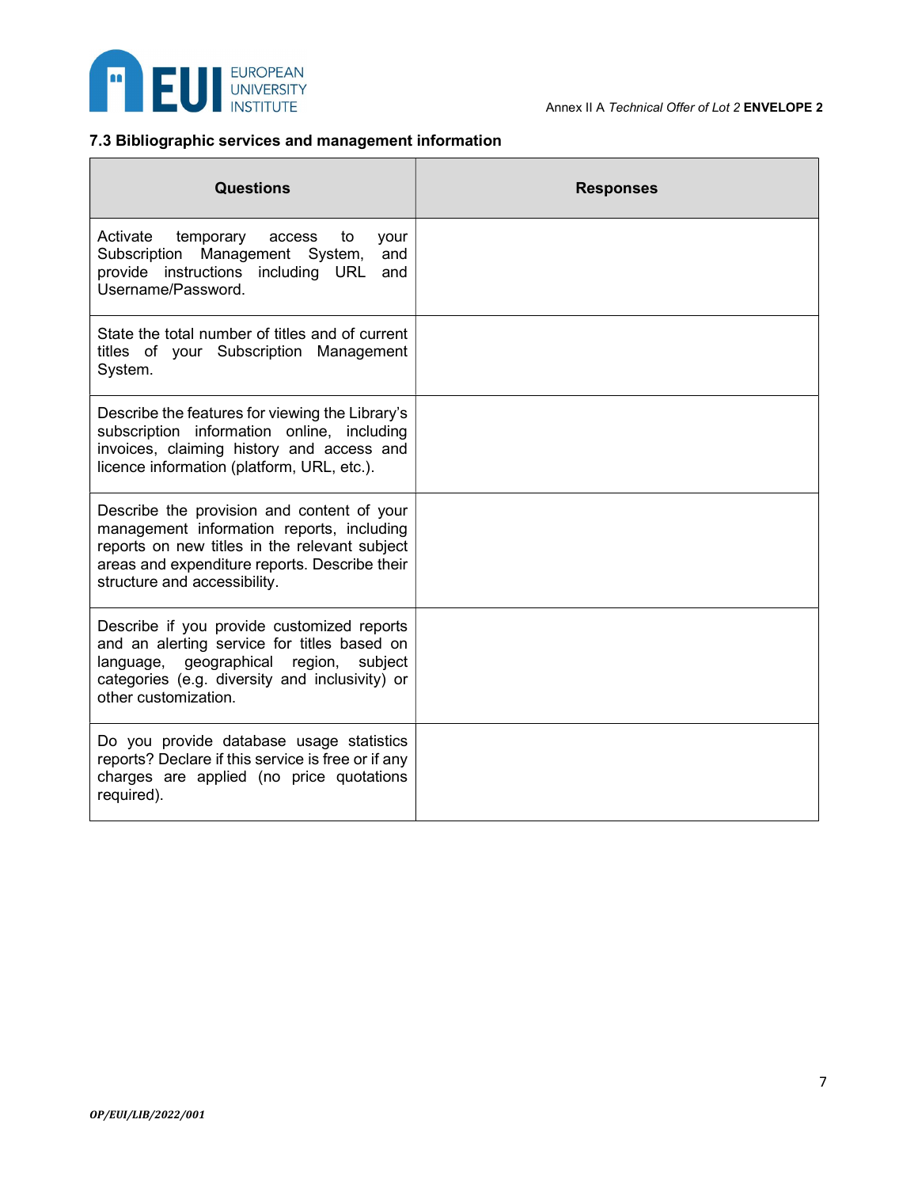### 7.3 Bibliographic services and management information

| Questions | Responses |
| --- | --- |
| Activate temporary access to your Subscription Management System, and provide instructions including URL and Username/Password. | |
| State the total number of titles and of current titles of your Subscription Management System. | |
| Describe the features for viewing the Library's subscription information online, including invoices, claiming history and access and licence information (platform, URL, etc.). | |
| Describe the provision and content of your management information reports, including reports on new titles in the relevant subject areas and expenditure reports. Describe their structure and accessibility. | |
| Describe if you provide customized reports and an alerting service for titles based on language, geographical region, subject categories (e.g. diversity and inclusivity) or other customization. | |
| Do you provide database usage statistics reports? Declare if this service is free or if any charges are applied (no price quotations required). | |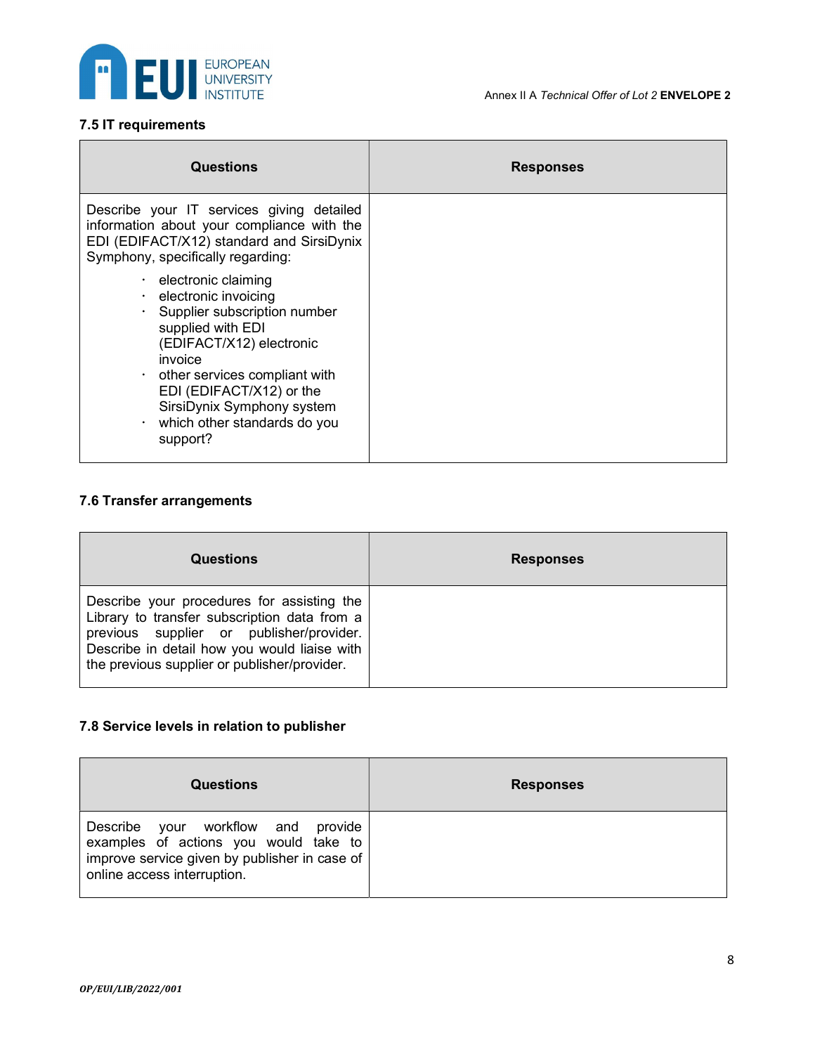### 7.5 IT requirements

| Questions | Responses |
|---|---|
| Describe your IT services giving detailed information about your compliance with the EDI (EDIFACT/X12) standard and SirsiDynix Symphony, specifically regarding:<br>· electronic claiming<br>· electronic invoicing<br>· Supplier subscription number supplied with EDI (EDIFACT/X12) electronic invoice<br>· other services compliant with EDI (EDIFACT/X12) or the SirsiDynix Symphony system<br>· which other standards do you support? | |

### 7.6 Transfer arrangements

| Questions | Responses |
|---|---|
| Describe your procedures for assisting the Library to transfer subscription data from a previous supplier or publisher/provider. Describe in detail how you would liaise with the previous supplier or publisher/provider. | |

### 7.8 Service levels in relation to publisher

| Questions | Responses |
|---|---|
| Describe your workflow and provide examples of actions you would take to improve service given by publisher in case of online access interruption. | |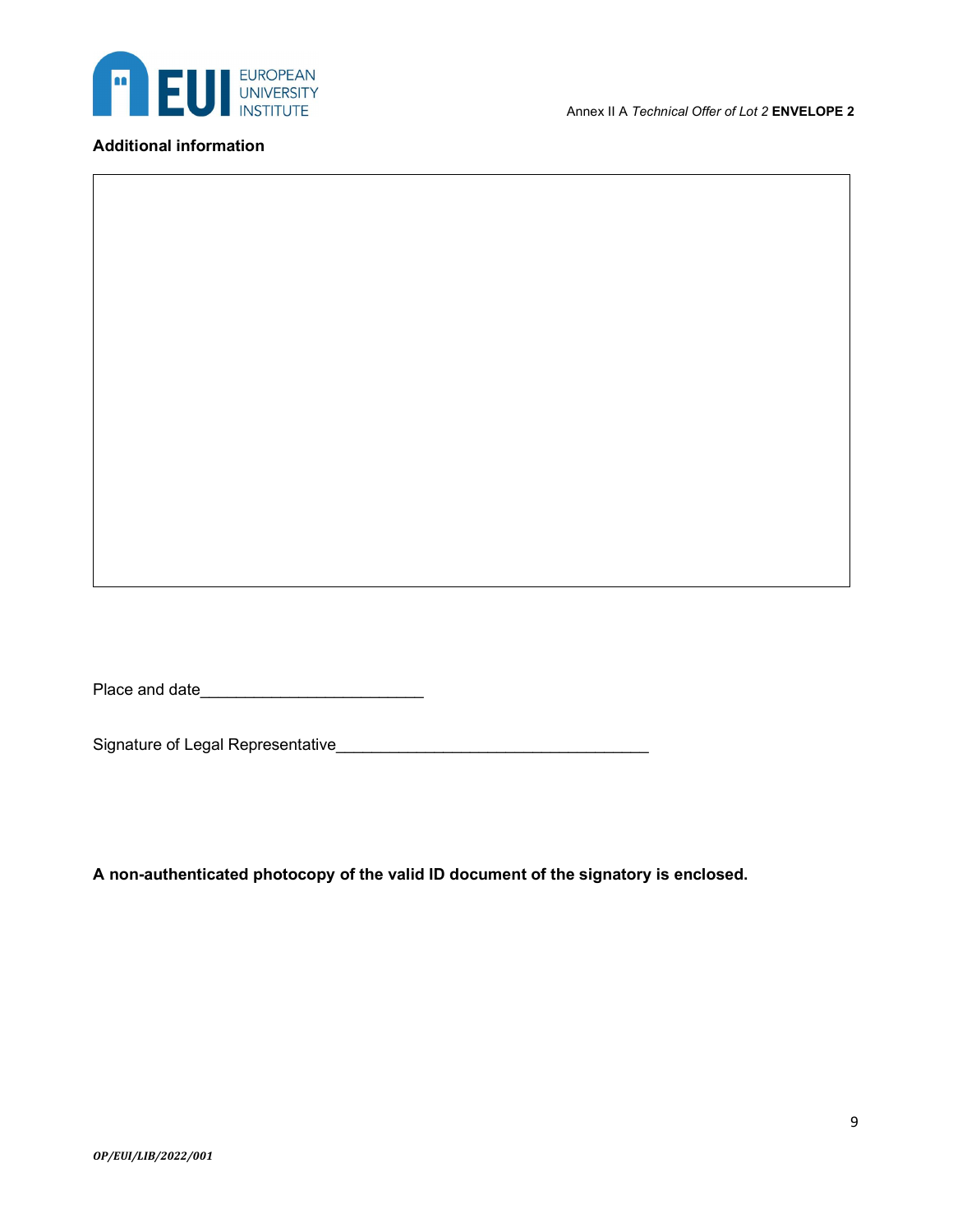**Additional information**

| |
|---|
| |

Place and date_________________________

Signature of Legal Representative___________________________________

**A non-authenticated photocopy of the valid ID document of the signatory is enclosed.**